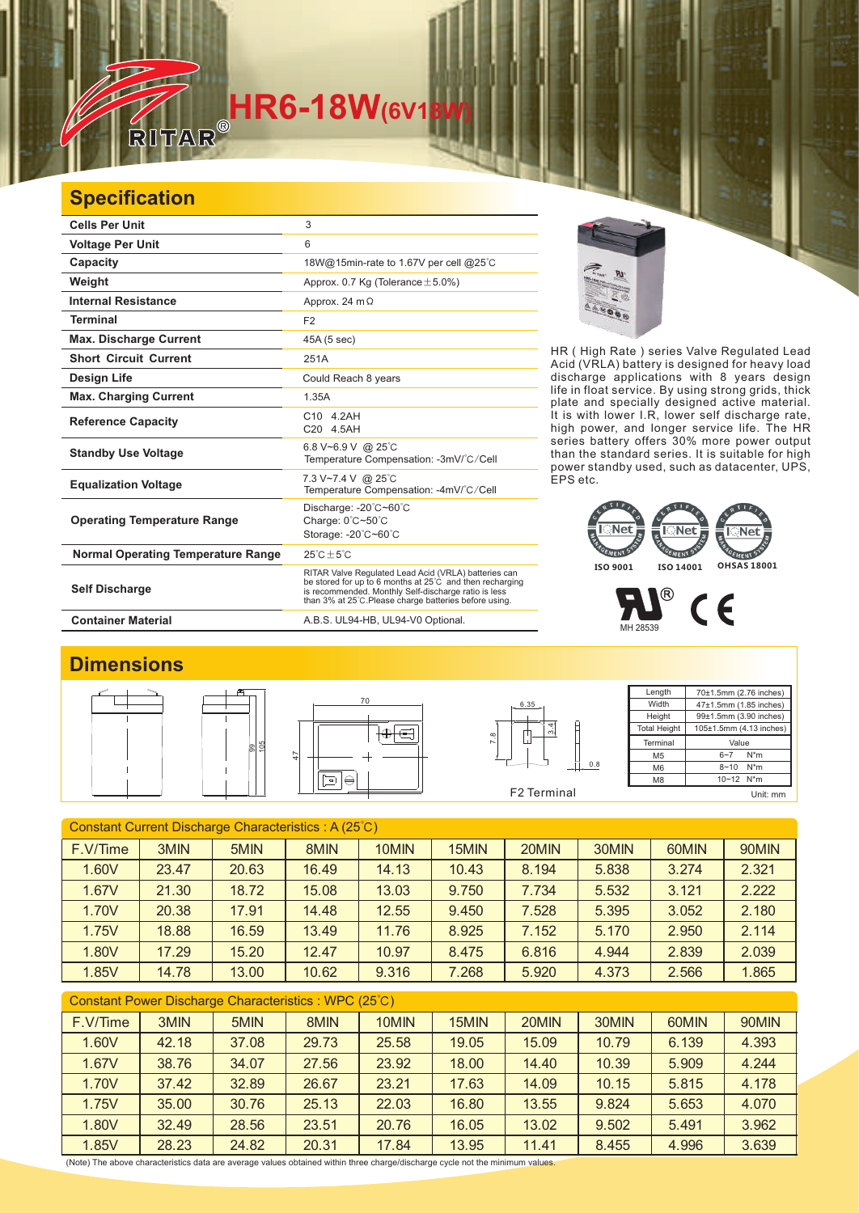# HR6-18W(6V18W)

RITAR®

## Specification

| Cells Per Unit | 3 |
|---|---|
| Voltage Per Unit | 6 |
| Capacity | 18W@15min-rate to 1.67V per cell @25°C |
| Weight | Approx. 0.7 Kg (Tolerance±5.0%) |
| Internal Resistance | Approx. 24 mΩ |
| Terminal | F2 |
| Max. Discharge Current | 45A (5 sec) |
| Short Circuit Current | 251A |
| Design Life | Could Reach 8 years |
| Max. Charging Current | 1.35A |
| Reference Capacity | C10 4.2AH<br>C20 4.5AH |
| Standby Use Voltage | 6.8 V~6.9 V @ 25°C<br>Temperature Compensation: -3mV/°C/Cell |
| Equalization Voltage | 7.3 V~7.4 V @ 25°C<br>Temperature Compensation: -4mV/°C/Cell |
| Operating Temperature Range | Discharge: -20°C~60°C<br>Charge: 0°C~50°C<br>Storage: -20°C~60°C |
| Normal Operating Temperature Range | 25°C±5°C |
| Self Discharge | RITAR Valve Regulated Lead Acid (VRLA) batteries can be stored for up to 6 months at 25°C and then recharging is recommended. Monthly Self-discharge ratio is less than 3% at 25°C.Please charge batteries before using. |
| Container Material | A.B.S. UL94-HB, UL94-V0 Optional. |

HR ( High Rate ) series Valve Regulated Lead Acid (VRLA) battery is designed for heavy load discharge applications with 8 years design life in float service. By using strong grids, thick plate and specially designed active material. It is with lower I.R, lower self discharge rate, high power, and longer service life. The HR series battery offers 30% more power output than the standard series. It is suitable for high power standby used, such as datacenter, UPS, EPS etc.

ISO 9001 ISO 14001 OHSAS 18001

MH 28539

## Dimensions

F2 Terminal

| Length | 70±1.5mm (2.76 inches) |
|---|---|
| Width | 47±1.5mm (1.85 inches) |
| Height | 99±1.5mm (3.90 inches) |
| Total Height | 105±1.5mm (4.13 inches) |

| Terminal | Value |
|---|---|
| M5 | 6~7 N*m |
| M6 | 8~10 N*m |
| M8 | 10~12 N*m |

Unit: mm

Constant Current Discharge Characteristics : A (25°C)

| F.V/Time | 3MIN | 5MIN | 8MIN | 10MIN | 15MIN | 20MIN | 30MIN | 60MIN | 90MIN |
|---|---|---|---|---|---|---|---|---|---|
| 1.60V | 23.47 | 20.63 | 16.49 | 14.13 | 10.43 | 8.194 | 5.838 | 3.274 | 2.321 |
| 1.67V | 21.30 | 18.72 | 15.08 | 13.03 | 9.750 | 7.734 | 5.532 | 3.121 | 2.222 |
| 1.70V | 20.38 | 17.91 | 14.48 | 12.55 | 9.450 | 7.528 | 5.395 | 3.052 | 2.180 |
| 1.75V | 18.88 | 16.59 | 13.49 | 11.76 | 8.925 | 7.152 | 5.170 | 2.950 | 2.114 |
| 1.80V | 17.29 | 15.20 | 12.47 | 10.97 | 8.475 | 6.816 | 4.944 | 2.839 | 2.039 |
| 1.85V | 14.78 | 13.00 | 10.62 | 9.316 | 7.268 | 5.920 | 4.373 | 2.566 | 1.865 |

Constant Power Discharge Characteristics : WPC (25°C)

| F.V/Time | 3MIN | 5MIN | 8MIN | 10MIN | 15MIN | 20MIN | 30MIN | 60MIN | 90MIN |
|---|---|---|---|---|---|---|---|---|---|
| 1.60V | 42.18 | 37.08 | 29.73 | 25.58 | 19.05 | 15.09 | 10.79 | 6.139 | 4.393 |
| 1.67V | 38.76 | 34.07 | 27.56 | 23.92 | 18.00 | 14.40 | 10.39 | 5.909 | 4.244 |
| 1.70V | 37.42 | 32.89 | 26.67 | 23.21 | 17.63 | 14.09 | 10.15 | 5.815 | 4.178 |
| 1.75V | 35.00 | 30.76 | 25.13 | 22.03 | 16.80 | 13.55 | 9.824 | 5.653 | 4.070 |
| 1.80V | 32.49 | 28.56 | 23.51 | 20.76 | 16.05 | 13.02 | 9.502 | 5.491 | 3.962 |
| 1.85V | 28.23 | 24.82 | 20.31 | 17.84 | 13.95 | 11.41 | 8.455 | 4.996 | 3.639 |

(Note) The above characteristics data are average values obtained within three charge/discharge cycle not the minimum values.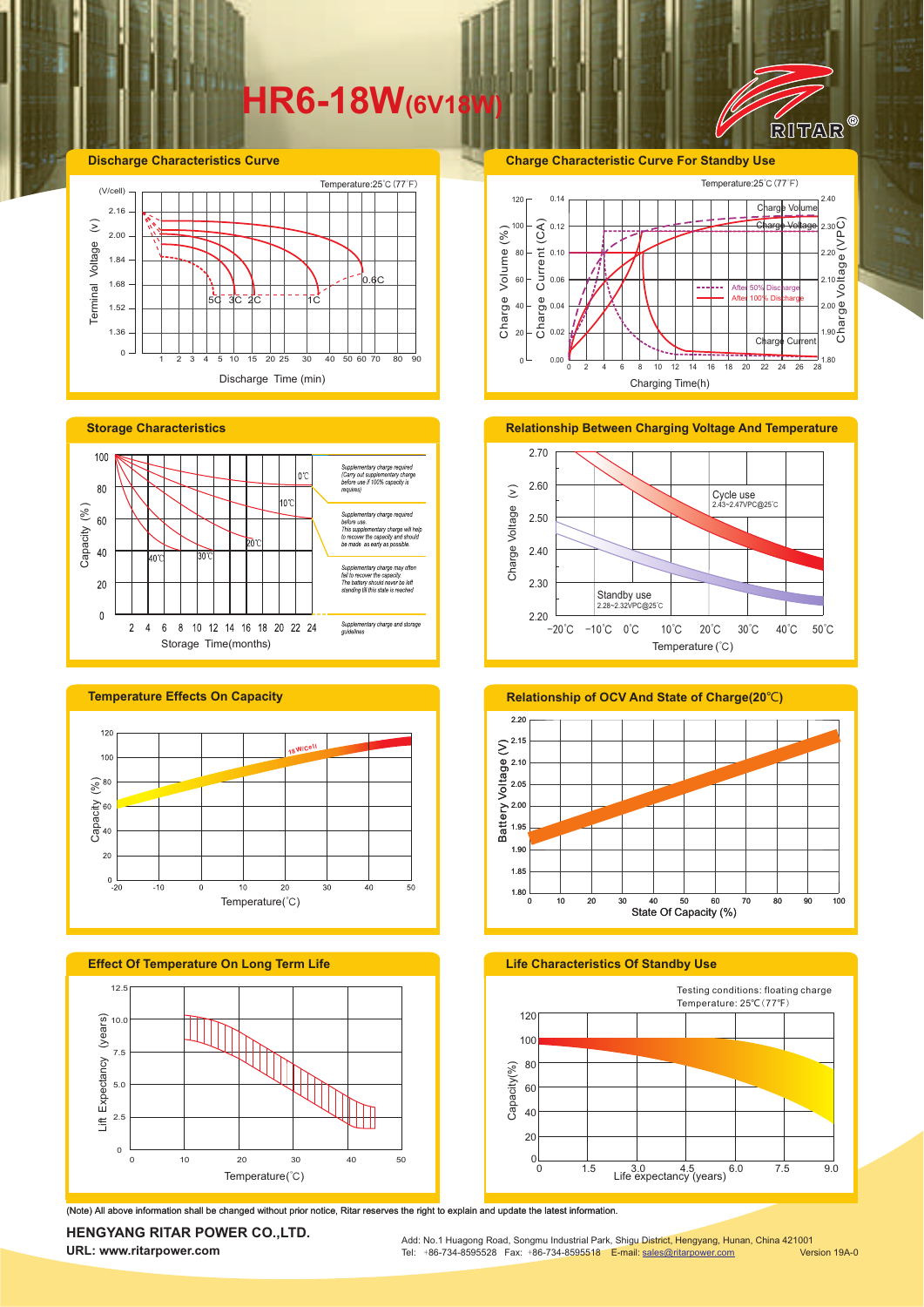# HR6-18W(6V18W)

RITAR®

## Discharge Characteristics Curve

Temperature:25℃ (77℉)

(V/cell)

Terminal Voltage (v)

2.16
2.00
1.84
1.68
1.52
1.36
0

5C 3C 2C 1C 0.6C

1 2 3 4 5 10 15 20 25 30 40 50 60 70 80 90

Discharge Time (min)

## Charge Characteristic Curve For Standby Use

Temperature:25℃ (77℉)

Charge Volume (%) 120 100 80 60 40 20 0

Charge Current (CA) 0.14 0.12 0.10 0.08 0.06 0.04 0.02 0.00

Charge Voltage (VPC) 2.40 2.30 2.20 2.10 2.00 1.90 1.80

Charge Volume

Charge Voltage

After 50% Discharge

After 100% Discharge

Charge Current

0 2 4 6 8 10 12 14 16 18 20 22 24 26 28

Charging Time(h)

## Storage Characteristics

Capacity (%) 100 80 60 40 20 0

0℃ 10℃ 20℃ 30℃ 40℃

2 4 6 8 10 12 14 16 18 20 22 24

Storage Time(months)

Supplementary charge required (Carry out supplementary charge before use if 100% capacity is requires)

Supplementary charge required before use. This supplementary charge will help to recover the capacity and should be made as early as possible.

Supplementary charge may often fail to recover the capacity. The battery should never be left standing till this state is reached

Supplementary charge and storage guidelines

## Relationship Between Charging Voltage And Temperature

Charge Voltage (v) 2.70 2.60 2.50 2.40 2.30 2.20

Cycle use
2.43~2.47VPC@25℃

Standby use
2.28~2.32VPC@25℃

−20℃ −10℃ 0℃ 10℃ 20℃ 30℃ 40℃ 50℃

Temperature (℃)

## Temperature Effects On Capacity

Capacity (%) 120 100 80 60 40 20 0

18W/cell

-20 -10 0 10 20 30 40 50

Temperature(℃)

## Relationship of OCV And State of Charge(20℃)

Battery Voltage (V) 2.20 2.15 2.10 2.05 2.00 1.95 1.90 1.85 1.80

0 10 20 30 40 50 60 70 80 90 100

State Of Capacity (%)

## Effect Of Temperature On Long Term Life

Lift Expectancy (years) 12.5 10.0 7.5 5.0 2.5 0

0 10 20 30 40 50

Temperature(℃)

## Life Characteristics Of Standby Use

Testing conditions: floating charge
Temperature: 25℃(77℉)

Capacity(%) 120 100 80 60 40 20 0

0 1.5 3.0 4.5 6.0 7.5 9.0

Life expectancy (years)

(Note) All above information shall be changed without prior notice, Ritar reserves the right to explain and update the latest information.

**HENGYANG RITAR POWER CO.,LTD.**

**URL: www.ritarpower.com**

Add: No.1 Huagong Road, Songmu Industrial Park, Shigu District, Hengyang, Hunan, China 421001
Tel: +86-734-8595528 Fax: +86-734-8595518 E-mail: sales@ritarpower.com

Version 19A-0